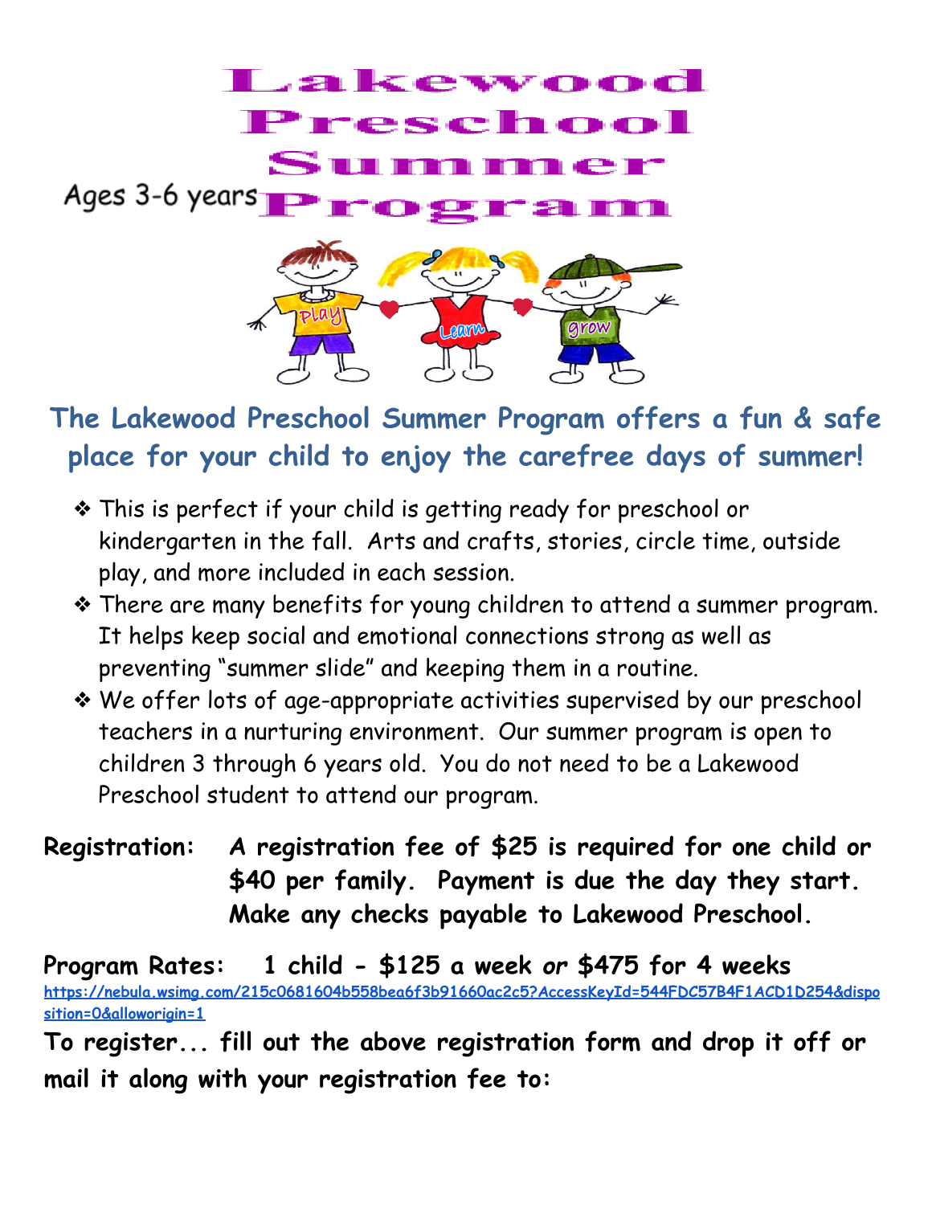# Lakewood Preschool Summer Program

Ages 3-6 years

## The Lakewood Preschool Summer Program offers a fun & safe place for your child to enjoy the carefree days of summer!

- This is perfect if your child is getting ready for preschool or kindergarten in the fall. Arts and crafts, stories, circle time, outside play, and more included in each session.
- There are many benefits for young children to attend a summer program. It helps keep social and emotional connections strong as well as preventing "summer slide" and keeping them in a routine.
- We offer lots of age-appropriate activities supervised by our preschool teachers in a nurturing environment. Our summer program is open to children 3 through 6 years old. You do not need to be a Lakewood Preschool student to attend our program.

**Registration: A registration fee of $25 is required for one child or $40 per family. Payment is due the day they start. Make any checks payable to Lakewood Preschool.**

**Program Rates: 1 child - $125 a week *or* $475 for 4 weeks**

[https://nebula.wsimg.com/215c0681604b558bea6f3b91660ac2c5?AccessKeyId=544FDC57B4F1ACD1D254&disposition=0&alloworigin=1](https://nebula.wsimg.com/215c0681604b558bea6f3b91660ac2c5?AccessKeyId=544FDC57B4F1ACD1D254&disposition=0&alloworigin=1)

**To register... fill out the above registration form and drop it off or mail it along with your registration fee to:**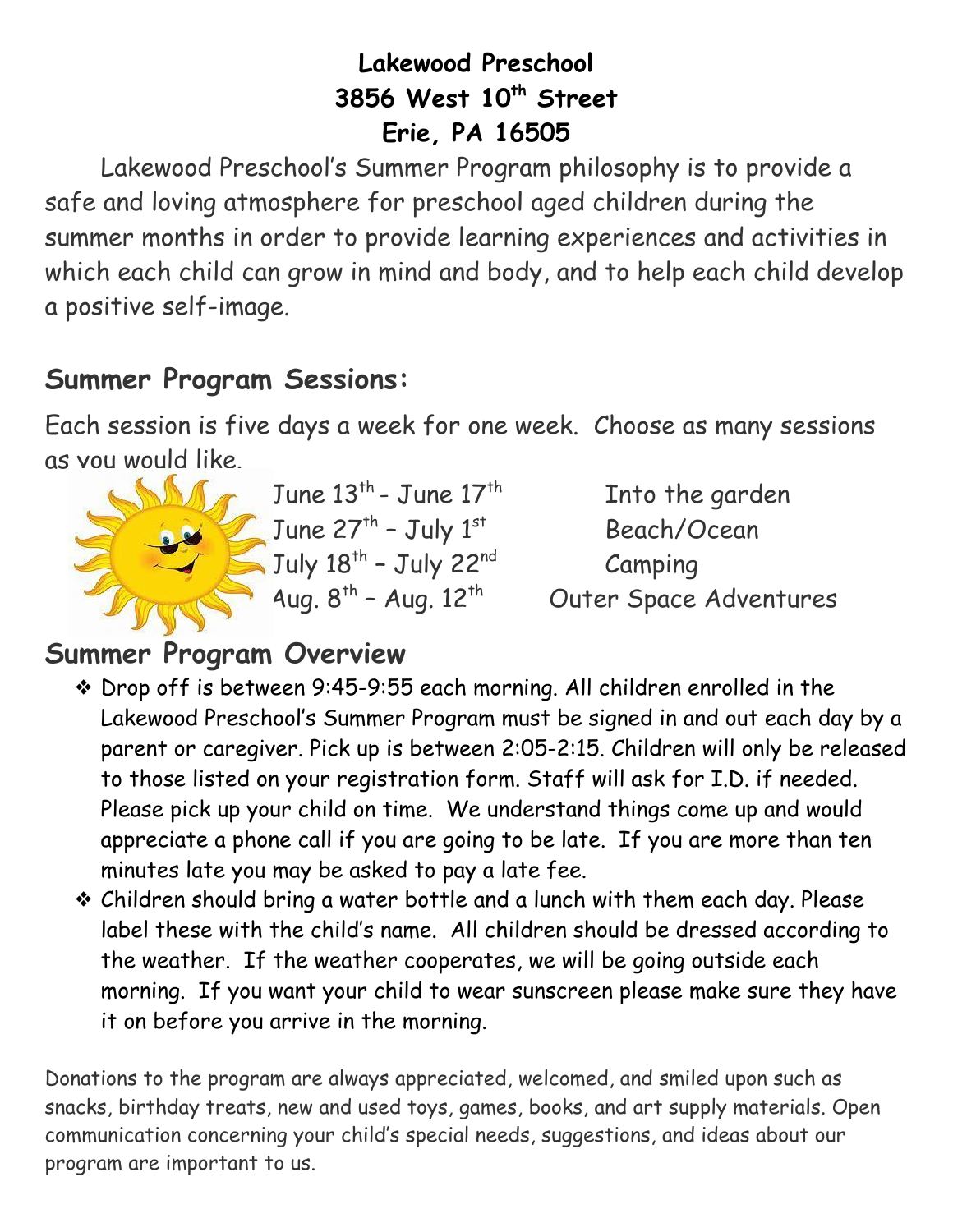**Lakewood Preschool**
**3856 West 10th Street**
**Erie, PA 16505**

Lakewood Preschool's Summer Program philosophy is to provide a safe and loving atmosphere for preschool aged children during the summer months in order to provide learning experiences and activities in which each child can grow in mind and body, and to help each child develop a positive self-image.

## Summer Program Sessions:

Each session is five days a week for one week. Choose as many sessions as you would like.

| | |
|---|---|
| June 13th - June 17th | Into the garden |
| June 27th – July 1st | Beach/Ocean |
| July 18th – July 22nd | Camping |
| Aug. 8th – Aug. 12th | Outer Space Adventures |

## Summer Program Overview

- Drop off is between 9:45-9:55 each morning. All children enrolled in the Lakewood Preschool's Summer Program must be signed in and out each day by a parent or caregiver. Pick up is between 2:05-2:15. Children will only be released to those listed on your registration form. Staff will ask for I.D. if needed. Please pick up your child on time. We understand things come up and would appreciate a phone call if you are going to be late. If you are more than ten minutes late you may be asked to pay a late fee.
- Children should bring a water bottle and a lunch with them each day. Please label these with the child's name. All children should be dressed according to the weather. If the weather cooperates, we will be going outside each morning. If you want your child to wear sunscreen please make sure they have it on before you arrive in the morning.

Donations to the program are always appreciated, welcomed, and smiled upon such as snacks, birthday treats, new and used toys, games, books, and art supply materials. Open communication concerning your child's special needs, suggestions, and ideas about our program are important to us.